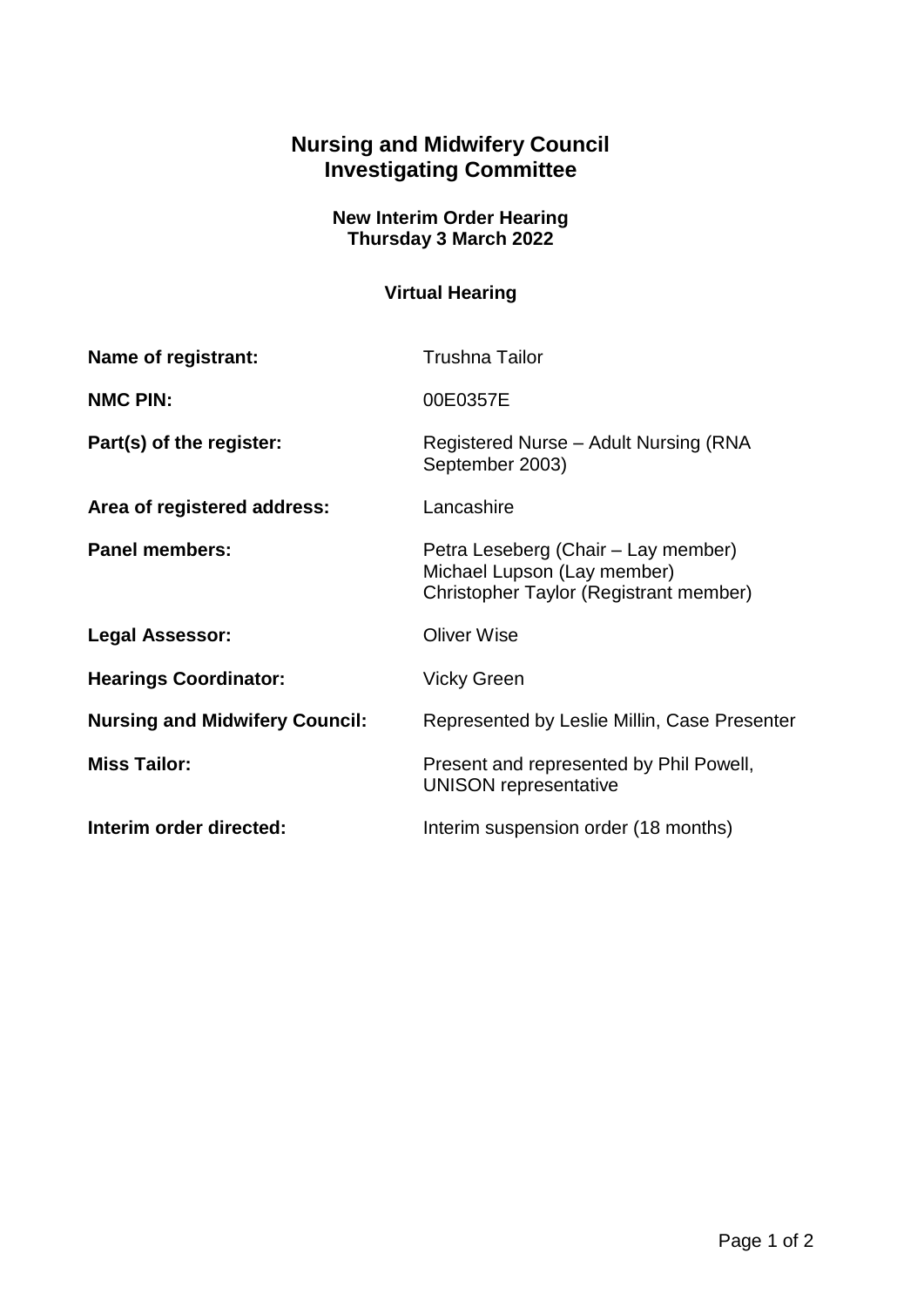# Nursing and Midwifery Council
# Investigating Committee

**New Interim Order Hearing**
**Thursday 3 March 2022**

**Virtual Hearing**

| | |
|---|---|
| **Name of registrant:** | Trushna Tailor |
| **NMC PIN:** | 00E0357E |
| **Part(s) of the register:** | Registered Nurse – Adult Nursing (RNA September 2003) |
| **Area of registered address:** | Lancashire |
| **Panel members:** | Petra Leseberg (Chair – Lay member)<br>Michael Lupson (Lay member)<br>Christopher Taylor (Registrant member) |
| **Legal Assessor:** | Oliver Wise |
| **Hearings Coordinator:** | Vicky Green |
| **Nursing and Midwifery Council:** | Represented by Leslie Millin, Case Presenter |
| **Miss Tailor:** | Present and represented by Phil Powell, UNISON representative |
| **Interim order directed:** | Interim suspension order (18 months) |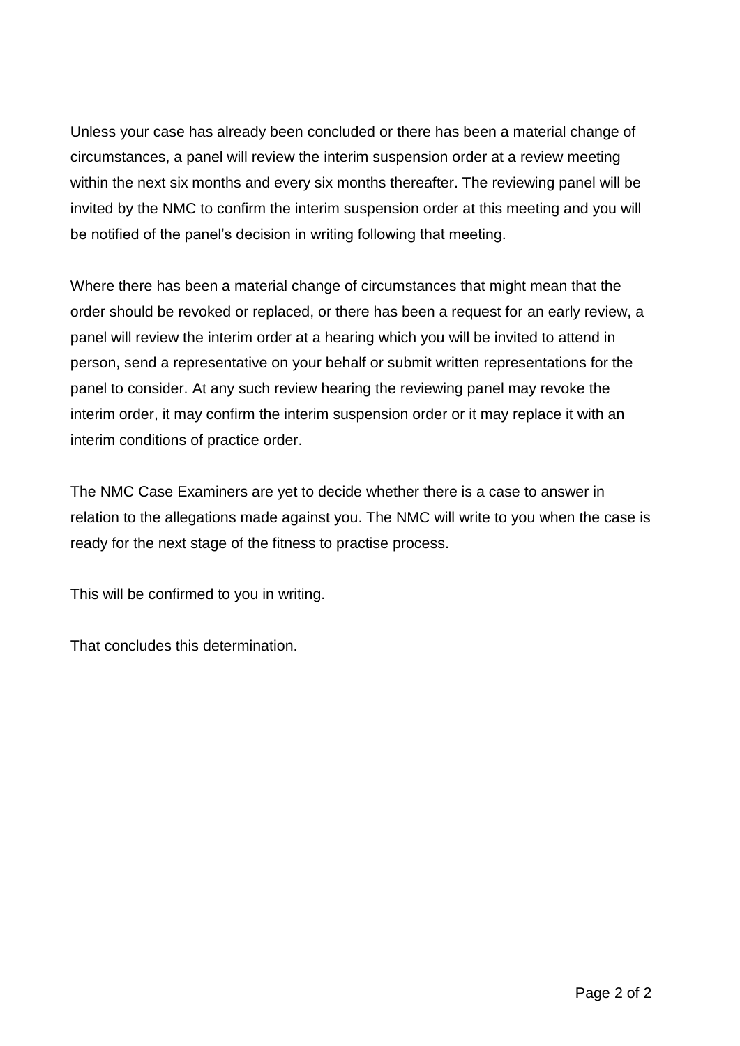Unless your case has already been concluded or there has been a material change of circumstances, a panel will review the interim suspension order at a review meeting within the next six months and every six months thereafter. The reviewing panel will be invited by the NMC to confirm the interim suspension order at this meeting and you will be notified of the panel's decision in writing following that meeting.

Where there has been a material change of circumstances that might mean that the order should be revoked or replaced, or there has been a request for an early review, a panel will review the interim order at a hearing which you will be invited to attend in person, send a representative on your behalf or submit written representations for the panel to consider. At any such review hearing the reviewing panel may revoke the interim order, it may confirm the interim suspension order or it may replace it with an interim conditions of practice order.

The NMC Case Examiners are yet to decide whether there is a case to answer in relation to the allegations made against you. The NMC will write to you when the case is ready for the next stage of the fitness to practise process.

This will be confirmed to you in writing.

That concludes this determination.